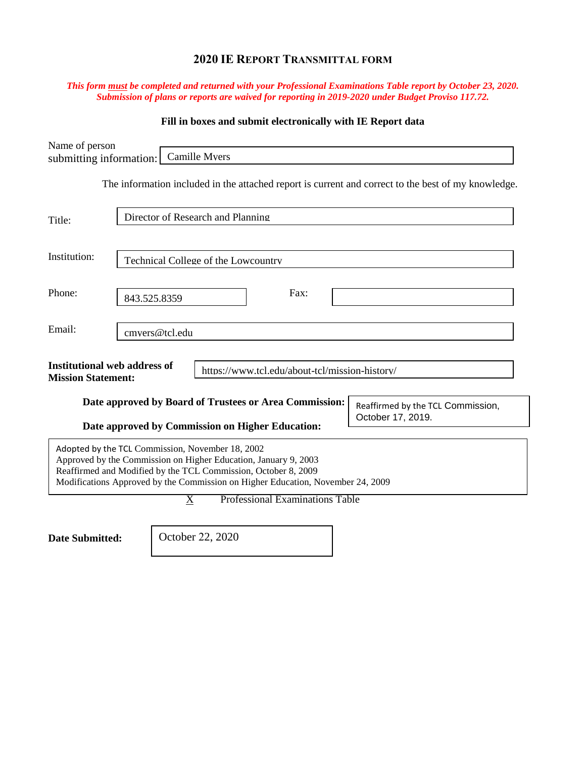# 2020 IE REPORT TRANSMITTAL FORM

***This form <u>must</u> be completed and returned with your Professional Examinations Table report by October 23, 2020. Submission of plans or reports are waived for reporting in 2019-2020 under Budget Proviso 117.72.***

**Fill in boxes and submit electronically with IE Report data**

Name of person submitting information: Camille Myers

The information included in the attached report is current and correct to the best of my knowledge.

Title: Director of Research and Planning

Institution: Technical College of the Lowcountry

Phone: 843.525.8359

Fax:

Email: cmyers@tcl.edu

**Institutional web address of Mission Statement:** https://www.tcl.edu/about-tcl/mission-history/

**Date approved by Board of Trustees or Area Commission:** Reaffirmed by the TCL Commission, October 17, 2019.

**Date approved by Commission on Higher Education:**

Adopted by the TCL Commission, November 18, 2002
Approved by the Commission on Higher Education, January 9, 2003
Reaffirmed and Modified by the TCL Commission, October 8, 2009
Modifications Approved by the Commission on Higher Education, November 24, 2009

X Professional Examinations Table

**Date Submitted:** October 22, 2020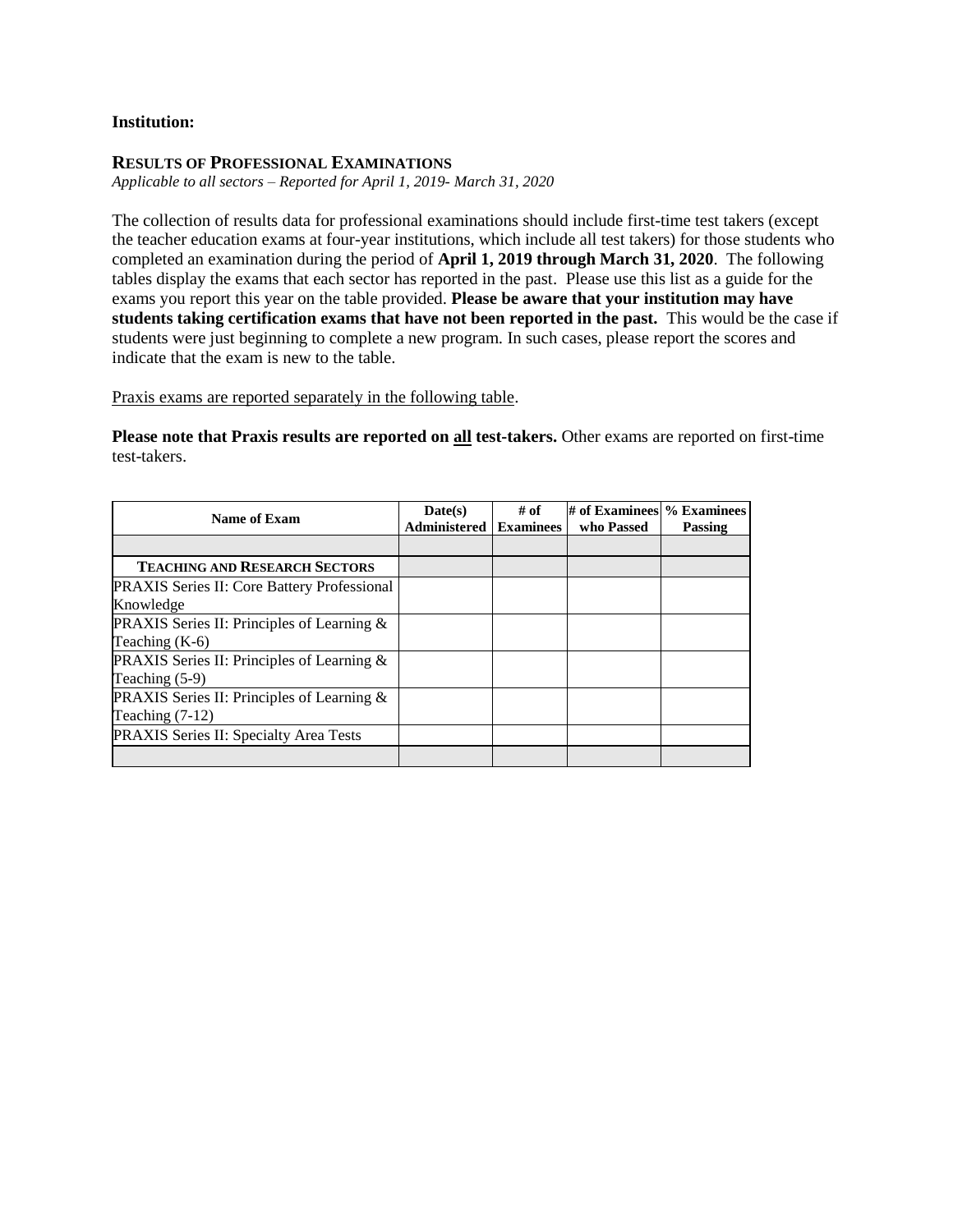**Institution:**

**RESULTS OF PROFESSIONAL EXAMINATIONS**

*Applicable to all sectors – Reported for April 1, 2019- March 31, 2020*

The collection of results data for professional examinations should include first-time test takers (except the teacher education exams at four-year institutions, which include all test takers) for those students who completed an examination during the period of **April 1, 2019 through March 31, 2020**. The following tables display the exams that each sector has reported in the past. Please use this list as a guide for the exams you report this year on the table provided. **Please be aware that your institution may have students taking certification exams that have not been reported in the past.** This would be the case if students were just beginning to complete a new program. In such cases, please report the scores and indicate that the exam is new to the table.

Praxis exams are reported separately in the following table.

**Please note that Praxis results are reported on all test-takers.** Other exams are reported on first-time test-takers.

| Name of Exam | Date(s) Administered | # of Examinees | # of Examinees who Passed | % Examinees Passing |
|---|---|---|---|---|
| | | | | |
| **TEACHING AND RESEARCH SECTORS** | | | | |
| PRAXIS Series II: Core Battery Professional Knowledge | | | | |
| PRAXIS Series II: Principles of Learning & Teaching (K-6) | | | | |
| PRAXIS Series II: Principles of Learning & Teaching (5-9) | | | | |
| PRAXIS Series II: Principles of Learning & Teaching (7-12) | | | | |
| PRAXIS Series II: Specialty Area Tests | | | | |
| | | | | |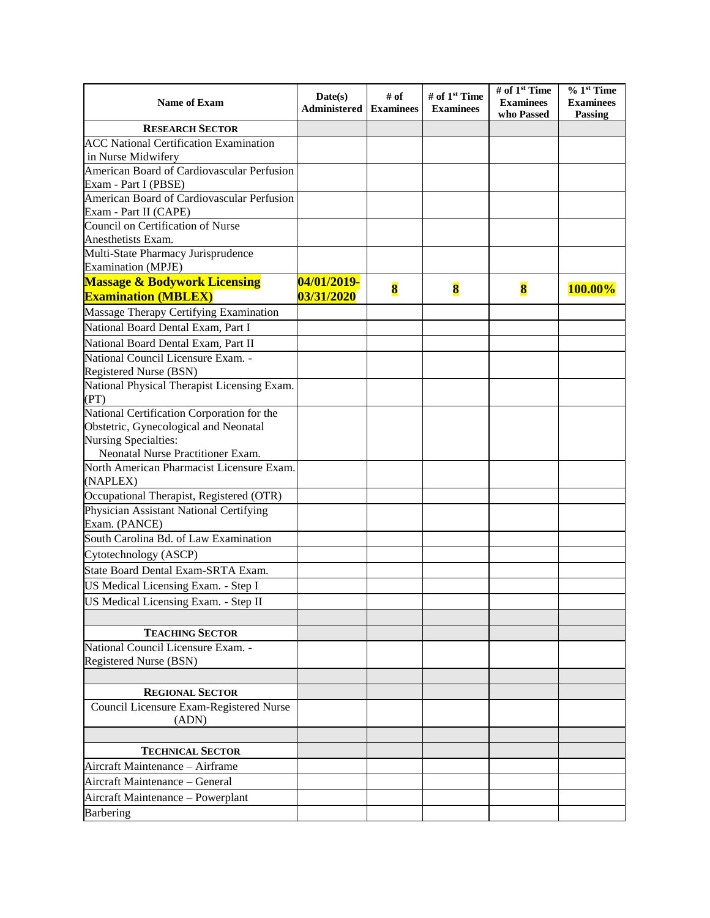| Name of Exam | Date(s) Administered | # of Examinees | # of 1st Time Examinees | # of 1st Time Examinees who Passed | % 1st Time Examinees Passing |
|---|---|---|---|---|---|
| **RESEARCH SECTOR** | | | | | |
| ACC National Certification Examination in Nurse Midwifery | | | | | |
| American Board of Cardiovascular Perfusion Exam - Part I (PBSE) | | | | | |
| American Board of Cardiovascular Perfusion Exam - Part II (CAPE) | | | | | |
| Council on Certification of Nurse Anesthetists Exam. | | | | | |
| Multi-State Pharmacy Jurisprudence Examination (MPJE) | | | | | |
| **Massage & Bodywork Licensing Examination (MBLEX)** | **04/01/2019-03/31/2020** | **8** | **8** | **8** | **100.00%** |
| Massage Therapy Certifying Examination | | | | | |
| National Board Dental Exam, Part I | | | | | |
| National Board Dental Exam, Part II | | | | | |
| National Council Licensure Exam. - Registered Nurse (BSN) | | | | | |
| National Physical Therapist Licensing Exam. (PT) | | | | | |
| National Certification Corporation for the Obstetric, Gynecological and Neonatal Nursing Specialties: Neonatal Nurse Practitioner Exam. | | | | | |
| North American Pharmacist Licensure Exam. (NAPLEX) | | | | | |
| Occupational Therapist, Registered (OTR) | | | | | |
| Physician Assistant National Certifying Exam. (PANCE) | | | | | |
| South Carolina Bd. of Law Examination | | | | | |
| Cytotechnology (ASCP) | | | | | |
| State Board Dental Exam-SRTA Exam. | | | | | |
| US Medical Licensing Exam. - Step I | | | | | |
| US Medical Licensing Exam. - Step II | | | | | |
| | | | | | |
| **TEACHING SECTOR** | | | | | |
| National Council Licensure Exam. - Registered Nurse (BSN) | | | | | |
| | | | | | |
| **REGIONAL SECTOR** | | | | | |
| Council Licensure Exam-Registered Nurse (ADN) | | | | | |
| | | | | | |
| **TECHNICAL SECTOR** | | | | | |
| Aircraft Maintenance – Airframe | | | | | |
| Aircraft Maintenance – General | | | | | |
| Aircraft Maintenance – Powerplant | | | | | |
| Barbering | | | | | |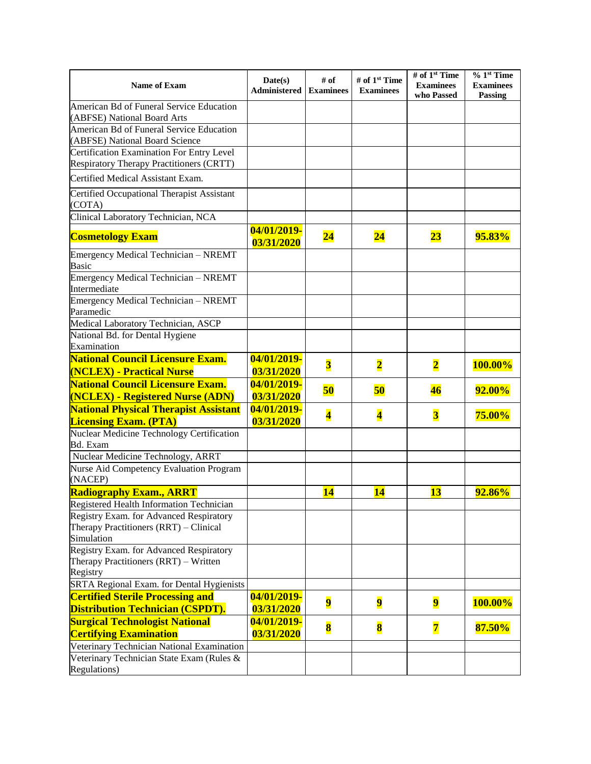| Name of Exam | Date(s) Administered | # of Examinees | # of 1st Time Examinees | # of 1st Time Examinees who Passed | % 1st Time Examinees Passing |
|---|---|---|---|---|---|
| American Bd of Funeral Service Education (ABFSE) National Board Arts | | | | | |
| American Bd of Funeral Service Education (ABFSE) National Board Science | | | | | |
| Certification Examination For Entry Level Respiratory Therapy Practitioners (CRTT) | | | | | |
| Certified Medical Assistant Exam. | | | | | |
| Certified Occupational Therapist Assistant (COTA) | | | | | |
| Clinical Laboratory Technician, NCA | | | | | |
| **Cosmetology Exam** | **04/01/2019-03/31/2020** | **24** | **24** | **23** | **95.83%** |
| Emergency Medical Technician – NREMT Basic | | | | | |
| Emergency Medical Technician – NREMT Intermediate | | | | | |
| Emergency Medical Technician – NREMT Paramedic | | | | | |
| Medical Laboratory Technician, ASCP | | | | | |
| National Bd. for Dental Hygiene Examination | | | | | |
| **National Council Licensure Exam. (NCLEX) - Practical Nurse** | **04/01/2019-03/31/2020** | **3** | **2** | **2** | **100.00%** |
| **National Council Licensure Exam. (NCLEX) - Registered Nurse (ADN)** | **04/01/2019-03/31/2020** | **50** | **50** | **46** | **92.00%** |
| **National Physical Therapist Assistant Licensing Exam. (PTA)** | **04/01/2019-03/31/2020** | **4** | **4** | **3** | **75.00%** |
| Nuclear Medicine Technology Certification Bd. Exam | | | | | |
| Nuclear Medicine Technology, ARRT | | | | | |
| Nurse Aid Competency Evaluation Program (NACEP) | | | | | |
| **Radiography Exam., ARRT** | | **14** | **14** | **13** | **92.86%** |
| Registered Health Information Technician | | | | | |
| Registry Exam. for Advanced Respiratory Therapy Practitioners (RRT) – Clinical Simulation | | | | | |
| Registry Exam. for Advanced Respiratory Therapy Practitioners (RRT) – Written Registry | | | | | |
| SRTA Regional Exam. for Dental Hygienists | | | | | |
| **Certified Sterile Processing and Distribution Technician (CSPDT).** | **04/01/2019-03/31/2020** | **9** | **9** | **9** | **100.00%** |
| **Surgical Technologist National Certifying Examination** | **04/01/2019-03/31/2020** | **8** | **8** | **7** | **87.50%** |
| Veterinary Technician National Examination | | | | | |
| Veterinary Technician State Exam (Rules & Regulations) | | | | | |